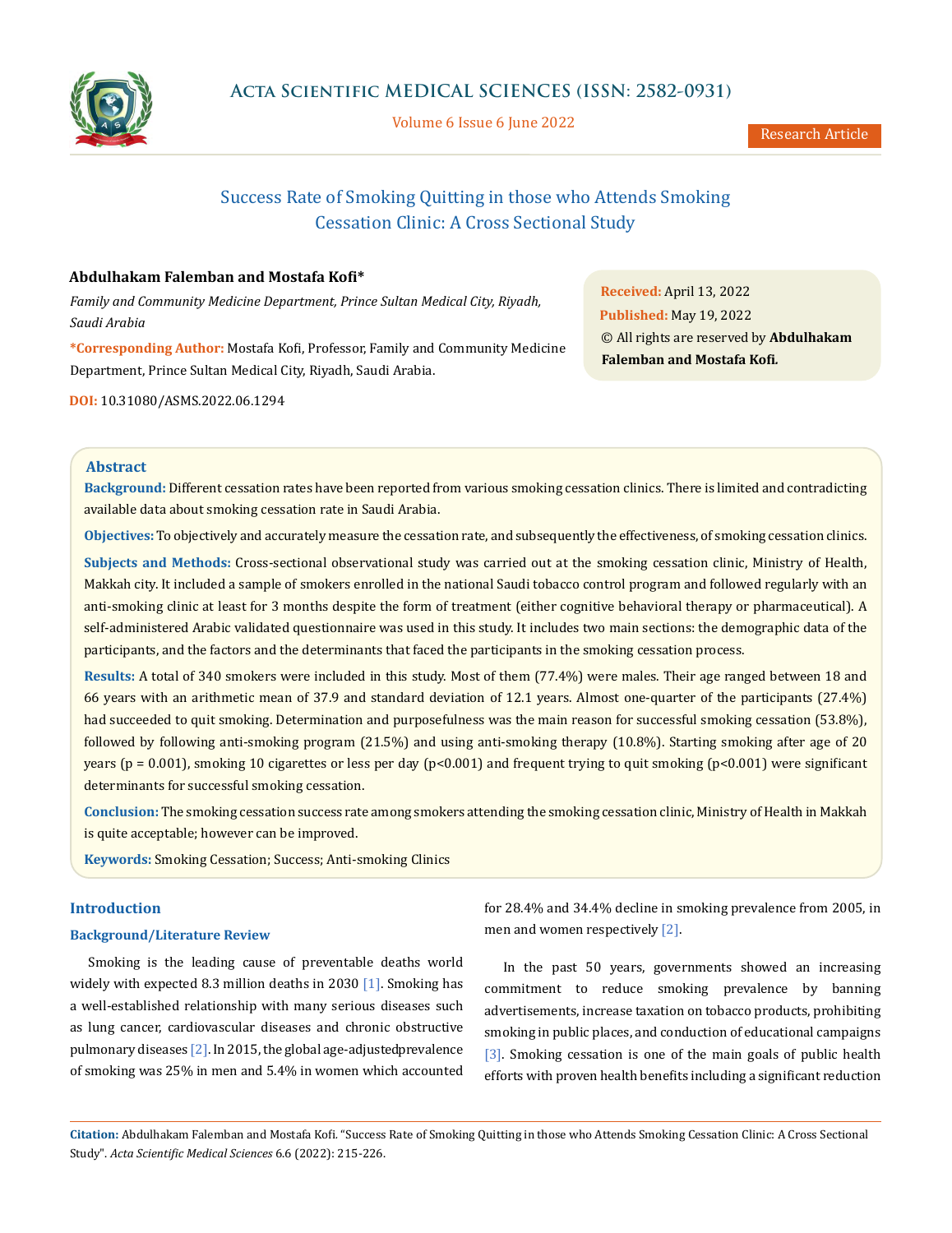# Success Rate of Smoking Quitting in those who Attends Smoking Cessation Clinic: A Cross Sectional Study

**Abdulhakam Falemban and Mostafa Kofi***

*Family and Community Medicine Department, Prince Sultan Medical City, Riyadh, Saudi Arabia*

***Corresponding Author:** Mostafa Kofi, Professor, Family and Community Medicine Department, Prince Sultan Medical City, Riyadh, Saudi Arabia.

**DOI:** 10.31080/ASMS.2022.06.1294

**Received:** April 13, 2022
**Published:** May 19, 2022
© All rights are reserved by **Abdulhakam Falemban and Mostafa Kofi.**

## Abstract

**Background:** Different cessation rates have been reported from various smoking cessation clinics. There is limited and contradicting available data about smoking cessation rate in Saudi Arabia.

**Objectives:** To objectively and accurately measure the cessation rate, and subsequently the effectiveness, of smoking cessation clinics.

**Subjects and Methods:** Cross-sectional observational study was carried out at the smoking cessation clinic, Ministry of Health, Makkah city. It included a sample of smokers enrolled in the national Saudi tobacco control program and followed regularly with an anti-smoking clinic at least for 3 months despite the form of treatment (either cognitive behavioral therapy or pharmaceutical). A self-administered Arabic validated questionnaire was used in this study. It includes two main sections: the demographic data of the participants, and the factors and the determinants that faced the participants in the smoking cessation process.

**Results:** A total of 340 smokers were included in this study. Most of them (77.4%) were males. Their age ranged between 18 and 66 years with an arithmetic mean of 37.9 and standard deviation of 12.1 years. Almost one-quarter of the participants (27.4%) had succeeded to quit smoking. Determination and purposefulness was the main reason for successful smoking cessation (53.8%), followed by following anti-smoking program (21.5%) and using anti-smoking therapy (10.8%). Starting smoking after age of 20 years ($p = 0.001$), smoking 10 cigarettes or less per day ($p<0.001$) and frequent trying to quit smoking ($p<0.001$) were significant determinants for successful smoking cessation.

**Conclusion:** The smoking cessation success rate among smokers attending the smoking cessation clinic, Ministry of Health in Makkah is quite acceptable; however can be improved.

**Keywords:** Smoking Cessation; Success; Anti-smoking Clinics

## Introduction

### Background/Literature Review

Smoking is the leading cause of preventable deaths world widely with expected 8.3 million deaths in 2030 [1]. Smoking has a well-established relationship with many serious diseases such as lung cancer, cardiovascular diseases and chronic obstructive pulmonary diseases [2]. In 2015, the global age-adjusted prevalence of smoking was 25% in men and 5.4% in women which accounted for 28.4% and 34.4% decline in smoking prevalence from 2005, in men and women respectively [2].

In the past 50 years, governments showed an increasing commitment to reduce smoking prevalence by banning advertisements, increase taxation on tobacco products, prohibiting smoking in public places, and conduction of educational campaigns [3]. Smoking cessation is one of the main goals of public health efforts with proven health benefits including a significant reduction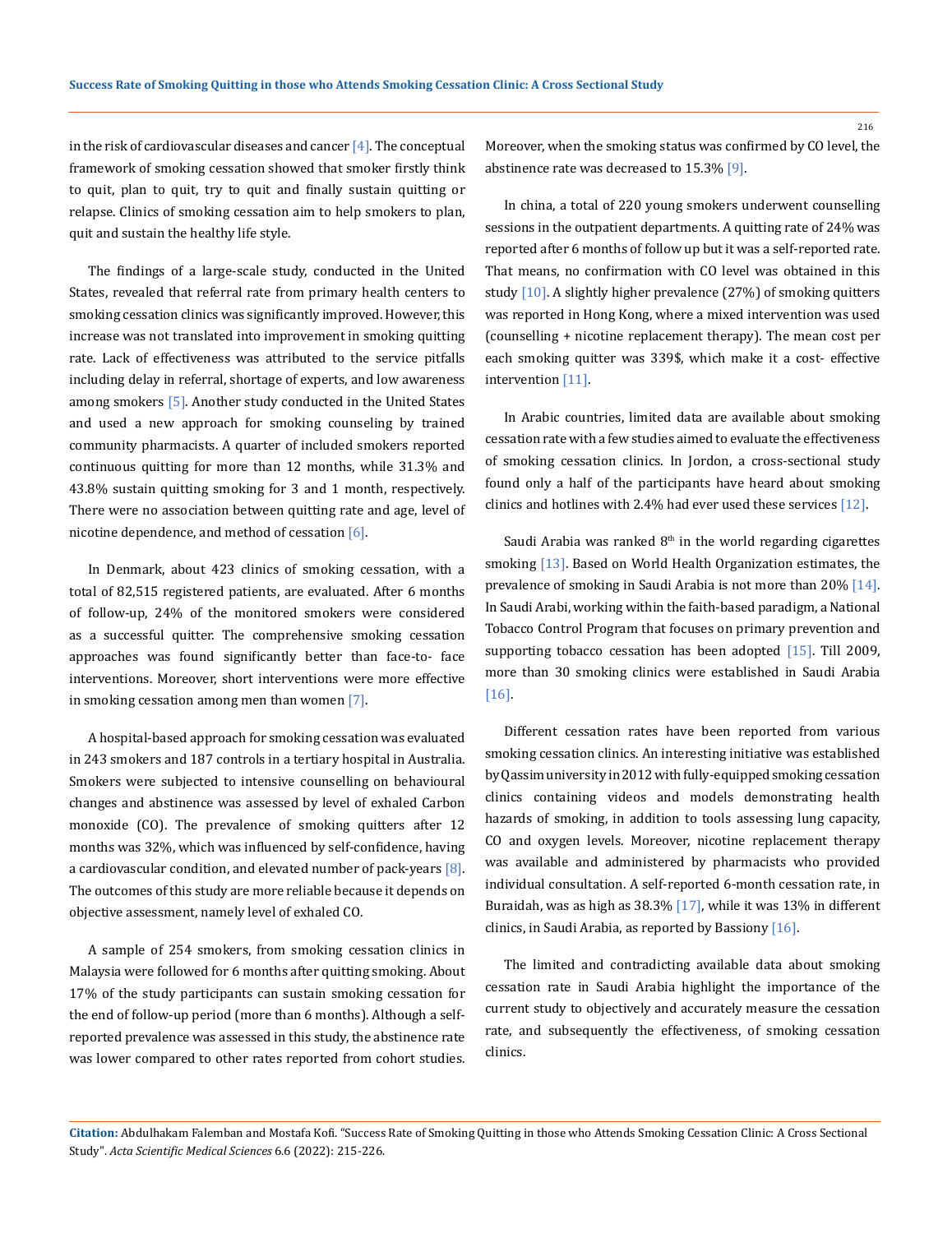in the risk of cardiovascular diseases and cancer [4]. The conceptual framework of smoking cessation showed that smoker firstly think to quit, plan to quit, try to quit and finally sustain quitting or relapse. Clinics of smoking cessation aim to help smokers to plan, quit and sustain the healthy life style.

The findings of a large-scale study, conducted in the United States, revealed that referral rate from primary health centers to smoking cessation clinics was significantly improved. However, this increase was not translated into improvement in smoking quitting rate. Lack of effectiveness was attributed to the service pitfalls including delay in referral, shortage of experts, and low awareness among smokers [5]. Another study conducted in the United States and used a new approach for smoking counseling by trained community pharmacists. A quarter of included smokers reported continuous quitting for more than 12 months, while 31.3% and 43.8% sustain quitting smoking for 3 and 1 month, respectively. There were no association between quitting rate and age, level of nicotine dependence, and method of cessation [6].

In Denmark, about 423 clinics of smoking cessation, with a total of 82,515 registered patients, are evaluated. After 6 months of follow-up, 24% of the monitored smokers were considered as a successful quitter. The comprehensive smoking cessation approaches was found significantly better than face-to- face interventions. Moreover, short interventions were more effective in smoking cessation among men than women [7].

A hospital-based approach for smoking cessation was evaluated in 243 smokers and 187 controls in a tertiary hospital in Australia. Smokers were subjected to intensive counselling on behavioural changes and abstinence was assessed by level of exhaled Carbon monoxide (CO). The prevalence of smoking quitters after 12 months was 32%, which was influenced by self-confidence, having a cardiovascular condition, and elevated number of pack-years [8]. The outcomes of this study are more reliable because it depends on objective assessment, namely level of exhaled CO.

A sample of 254 smokers, from smoking cessation clinics in Malaysia were followed for 6 months after quitting smoking. About 17% of the study participants can sustain smoking cessation for the end of follow-up period (more than 6 months). Although a self-reported prevalence was assessed in this study, the abstinence rate was lower compared to other rates reported from cohort studies. Moreover, when the smoking status was confirmed by CO level, the abstinence rate was decreased to 15.3% [9].

In china, a total of 220 young smokers underwent counselling sessions in the outpatient departments. A quitting rate of 24% was reported after 6 months of follow up but it was a self-reported rate. That means, no confirmation with CO level was obtained in this study [10]. A slightly higher prevalence (27%) of smoking quitters was reported in Hong Kong, where a mixed intervention was used (counselling + nicotine replacement therapy). The mean cost per each smoking quitter was 339$, which make it a cost- effective intervention [11].

In Arabic countries, limited data are available about smoking cessation rate with a few studies aimed to evaluate the effectiveness of smoking cessation clinics. In Jordon, a cross-sectional study found only a half of the participants have heard about smoking clinics and hotlines with 2.4% had ever used these services [12].

Saudi Arabia was ranked 8th in the world regarding cigarettes smoking [13]. Based on World Health Organization estimates, the prevalence of smoking in Saudi Arabia is not more than 20% [14]. In Saudi Arabi, working within the faith-based paradigm, a National Tobacco Control Program that focuses on primary prevention and supporting tobacco cessation has been adopted [15]. Till 2009, more than 30 smoking clinics were established in Saudi Arabia [16].

Different cessation rates have been reported from various smoking cessation clinics. An interesting initiative was established by Qassim university in 2012 with fully-equipped smoking cessation clinics containing videos and models demonstrating health hazards of smoking, in addition to tools assessing lung capacity, CO and oxygen levels. Moreover, nicotine replacement therapy was available and administered by pharmacists who provided individual consultation. A self-reported 6-month cessation rate, in Buraidah, was as high as 38.3% [17], while it was 13% in different clinics, in Saudi Arabia, as reported by Bassiony [16].

The limited and contradicting available data about smoking cessation rate in Saudi Arabia highlight the importance of the current study to objectively and accurately measure the cessation rate, and subsequently the effectiveness, of smoking cessation clinics.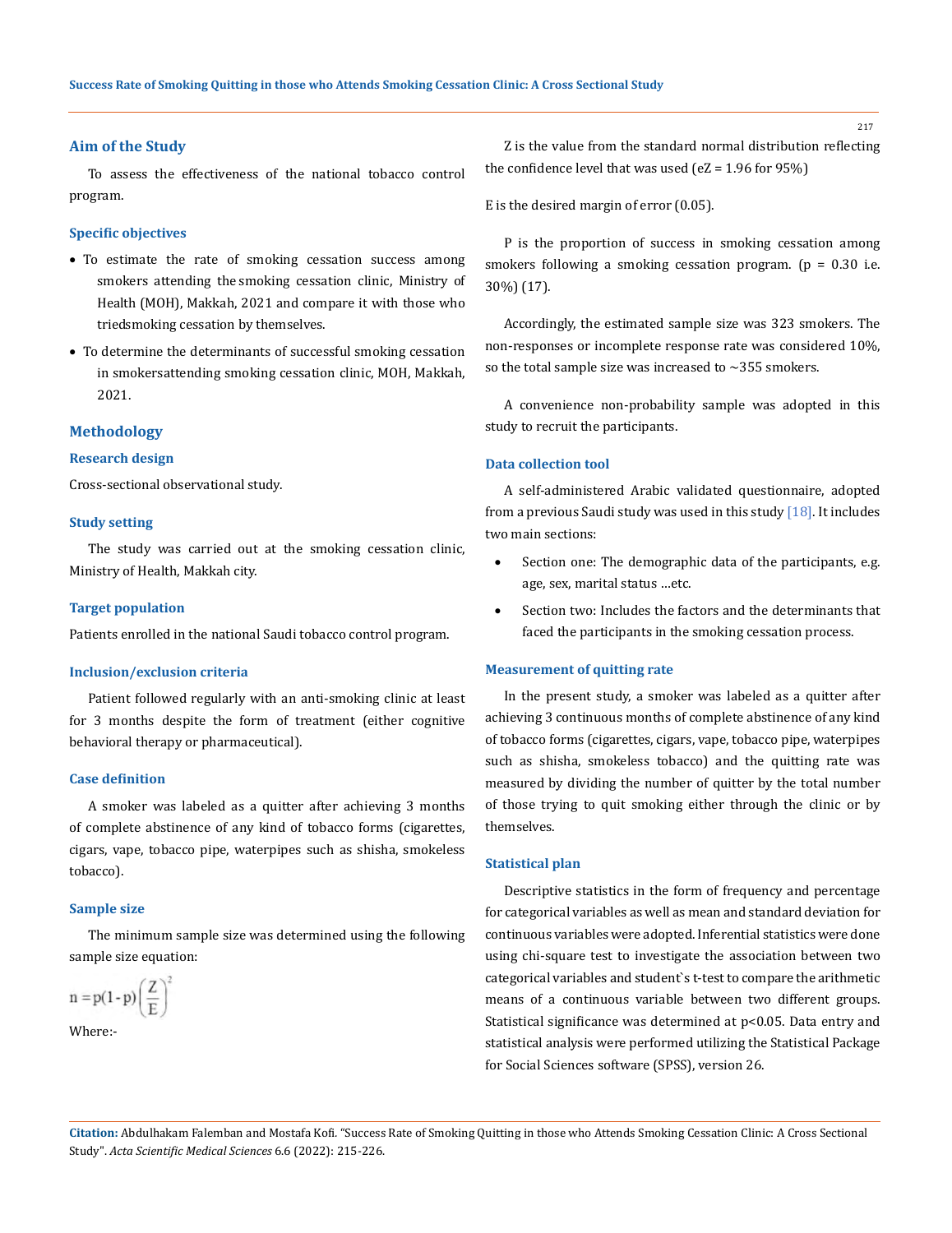## Aim of the Study

To assess the effectiveness of the national tobacco control program.

### Specific objectives

- To estimate the rate of smoking cessation success among smokers attending the smoking cessation clinic, Ministry of Health (MOH), Makkah, 2021 and compare it with those who triedsmoking cessation by themselves.
- To determine the determinants of successful smoking cessation in smokersattending smoking cessation clinic, MOH, Makkah, 2021.

## Methodology

### Research design

Cross-sectional observational study.

### Study setting

The study was carried out at the smoking cessation clinic, Ministry of Health, Makkah city.

### Target population

Patients enrolled in the national Saudi tobacco control program.

### Inclusion/exclusion criteria

Patient followed regularly with an anti-smoking clinic at least for 3 months despite the form of treatment (either cognitive behavioral therapy or pharmaceutical).

### Case definition

A smoker was labeled as a quitter after achieving 3 months of complete abstinence of any kind of tobacco forms (cigarettes, cigars, vape, tobacco pipe, waterpipes such as shisha, smokeless tobacco).

### Sample size

The minimum sample size was determined using the following sample size equation:

$$n = p(1-p)\left(\frac{Z}{E}\right)^2$$

Where:-

Z is the value from the standard normal distribution reflecting the confidence level that was used (eZ = 1.96 for 95%)

E is the desired margin of error (0.05).

P is the proportion of success in smoking cessation among smokers following a smoking cessation program. (p = 0.30 i.e. 30%) (17).

Accordingly, the estimated sample size was 323 smokers. The non-responses or incomplete response rate was considered 10%, so the total sample size was increased to ~355 smokers.

A convenience non-probability sample was adopted in this study to recruit the participants.

### Data collection tool

A self-administered Arabic validated questionnaire, adopted from a previous Saudi study was used in this study [18]. It includes two main sections:

- Section one: The demographic data of the participants, e.g. age, sex, marital status …etc.
- Section two: Includes the factors and the determinants that faced the participants in the smoking cessation process.

### Measurement of quitting rate

In the present study, a smoker was labeled as a quitter after achieving 3 continuous months of complete abstinence of any kind of tobacco forms (cigarettes, cigars, vape, tobacco pipe, waterpipes such as shisha, smokeless tobacco) and the quitting rate was measured by dividing the number of quitter by the total number of those trying to quit smoking either through the clinic or by themselves.

### Statistical plan

Descriptive statistics in the form of frequency and percentage for categorical variables as well as mean and standard deviation for continuous variables were adopted. Inferential statistics were done using chi-square test to investigate the association between two categorical variables and student`s t-test to compare the arithmetic means of a continuous variable between two different groups. Statistical significance was determined at $p<0.05$. Data entry and statistical analysis were performed utilizing the Statistical Package for Social Sciences software (SPSS), version 26.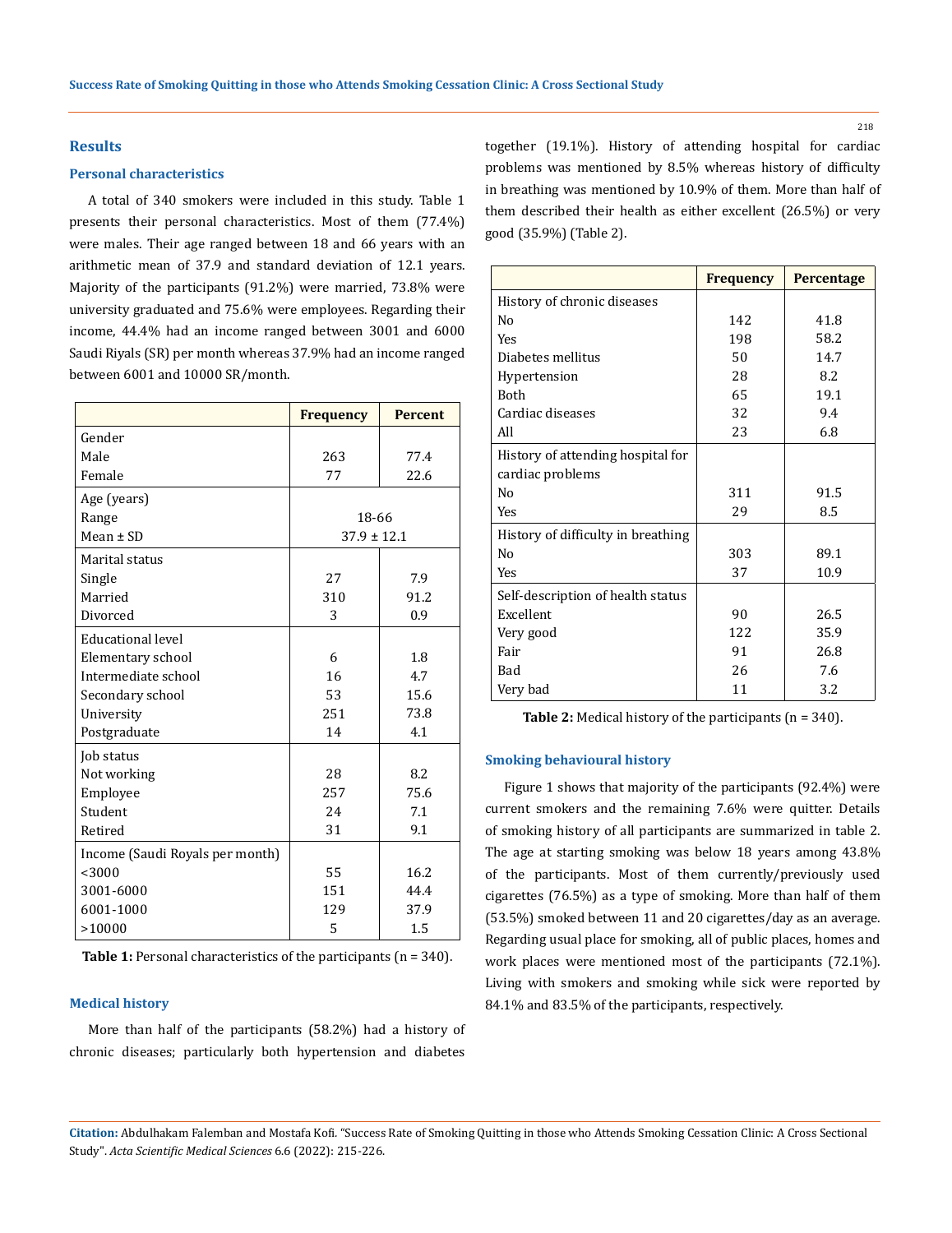## Results

### Personal characteristics

A total of 340 smokers were included in this study. Table 1 presents their personal characteristics. Most of them (77.4%) were males. Their age ranged between 18 and 66 years with an arithmetic mean of 37.9 and standard deviation of 12.1 years. Majority of the participants (91.2%) were married, 73.8% were university graduated and 75.6% were employees. Regarding their income, 44.4% had an income ranged between 3001 and 6000 Saudi Riyals (SR) per month whereas 37.9% had an income ranged between 6001 and 10000 SR/month.

| | Frequency | Percent |
|---|---|---|
| Gender | | |
| Male | 263 | 77.4 |
| Female | 77 | 22.6 |
| Age (years) | | |
| Range | 18-66 | |
| Mean ± SD | 37.9 ± 12.1 | |
| Marital status | | |
| Single | 27 | 7.9 |
| Married | 310 | 91.2 |
| Divorced | 3 | 0.9 |
| Educational level | | |
| Elementary school | 6 | 1.8 |
| Intermediate school | 16 | 4.7 |
| Secondary school | 53 | 15.6 |
| University | 251 | 73.8 |
| Postgraduate | 14 | 4.1 |
| Job status | | |
| Not working | 28 | 8.2 |
| Employee | 257 | 75.6 |
| Student | 24 | 7.1 |
| Retired | 31 | 9.1 |
| Income (Saudi Royals per month) | | |
| <3000 | 55 | 16.2 |
| 3001-6000 | 151 | 44.4 |
| 6001-1000 | 129 | 37.9 |
| >10000 | 5 | 1.5 |

**Table 1:** Personal characteristics of the participants (n = 340).

### Medical history

More than half of the participants (58.2%) had a history of chronic diseases; particularly both hypertension and diabetes together (19.1%). History of attending hospital for cardiac problems was mentioned by 8.5% whereas history of difficulty in breathing was mentioned by 10.9% of them. More than half of them described their health as either excellent (26.5%) or very good (35.9%) (Table 2).

| | Frequency | Percentage |
|---|---|---|
| History of chronic diseases | | |
| No | 142 | 41.8 |
| Yes | 198 | 58.2 |
| Diabetes mellitus | 50 | 14.7 |
| Hypertension | 28 | 8.2 |
| Both | 65 | 19.1 |
| Cardiac diseases | 32 | 9.4 |
| All | 23 | 6.8 |
| History of attending hospital for cardiac problems | | |
| No | 311 | 91.5 |
| Yes | 29 | 8.5 |
| History of difficulty in breathing | | |
| No | 303 | 89.1 |
| Yes | 37 | 10.9 |
| Self-description of health status | | |
| Excellent | 90 | 26.5 |
| Very good | 122 | 35.9 |
| Fair | 91 | 26.8 |
| Bad | 26 | 7.6 |
| Very bad | 11 | 3.2 |

**Table 2:** Medical history of the participants (n = 340).

### Smoking behavioural history

Figure 1 shows that majority of the participants (92.4%) were current smokers and the remaining 7.6% were quitter. Details of smoking history of all participants are summarized in table 2. The age at starting smoking was below 18 years among 43.8% of the participants. Most of them currently/previously used cigarettes (76.5%) as a type of smoking. More than half of them (53.5%) smoked between 11 and 20 cigarettes/day as an average. Regarding usual place for smoking, all of public places, homes and work places were mentioned most of the participants (72.1%). Living with smokers and smoking while sick were reported by 84.1% and 83.5% of the participants, respectively.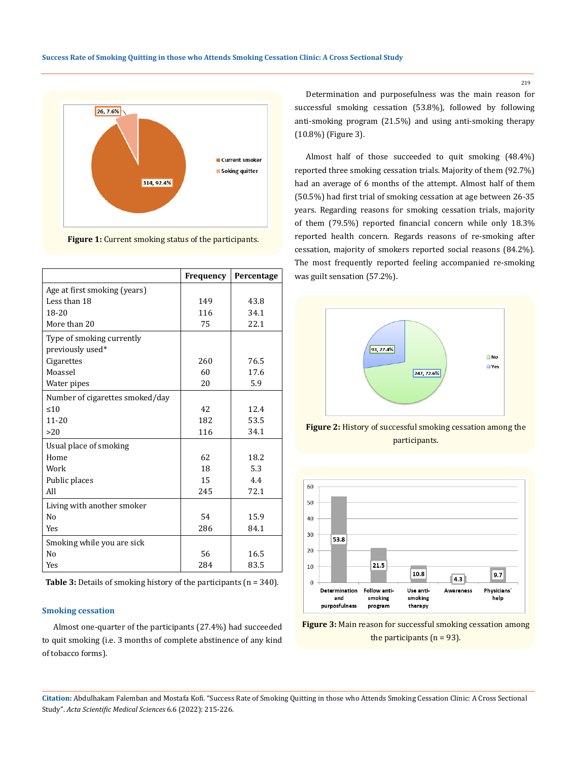Figure 1: Current smoking status of the participants.

|  | Frequency | Percentage |
|---|---|---|
| Age at first smoking (years) |  |  |
| Less than 18 | 149 | 43.8 |
| 18-20 | 116 | 34.1 |
| More than 20 | 75 | 22.1 |
| Type of smoking currently previously used* |  |  |
| Cigarettes | 260 | 76.5 |
| Moassel | 60 | 17.6 |
| Water pipes | 20 | 5.9 |
| Number of cigarettes smoked/day |  |  |
| ≤10 | 42 | 12.4 |
| 11-20 | 182 | 53.5 |
| >20 | 116 | 34.1 |
| Usual place of smoking |  |  |
| Home | 62 | 18.2 |
| Work | 18 | 5.3 |
| Public places | 15 | 4.4 |
| All | 245 | 72.1 |
| Living with another smoker |  |  |
| No | 54 | 15.9 |
| Yes | 286 | 84.1 |
| Smoking while you are sick |  |  |
| No | 56 | 16.5 |
| Yes | 284 | 83.5 |

**Table 3:** Details of smoking history of the participants (n = 340).

### Smoking cessation

Almost one-quarter of the participants (27.4%) had succeeded to quit smoking (i.e. 3 months of complete abstinence of any kind of tobacco forms).

Determination and purposefulness was the main reason for successful smoking cessation (53.8%), followed by following anti-smoking program (21.5%) and using anti-smoking therapy (10.8%) (Figure 3).

Almost half of those succeeded to quit smoking (48.4%) reported three smoking cessation trials. Majority of them (92.7%) had an average of 6 months of the attempt. Almost half of them (50.5%) had first trial of smoking cessation at age between 26-35 years. Regarding reasons for smoking cessation trials, majority of them (79.5%) reported financial concern while only 18.3% reported health concern. Regards reasons of re-smoking after cessation, majority of smokers reported social reasons (84.2%). The most frequently reported feeling accompanied re-smoking was guilt sensation (57.2%).

**Figure 2:** History of successful smoking cessation among the participants.

**Figure 3:** Main reason for successful smoking cessation among the participants (n = 93).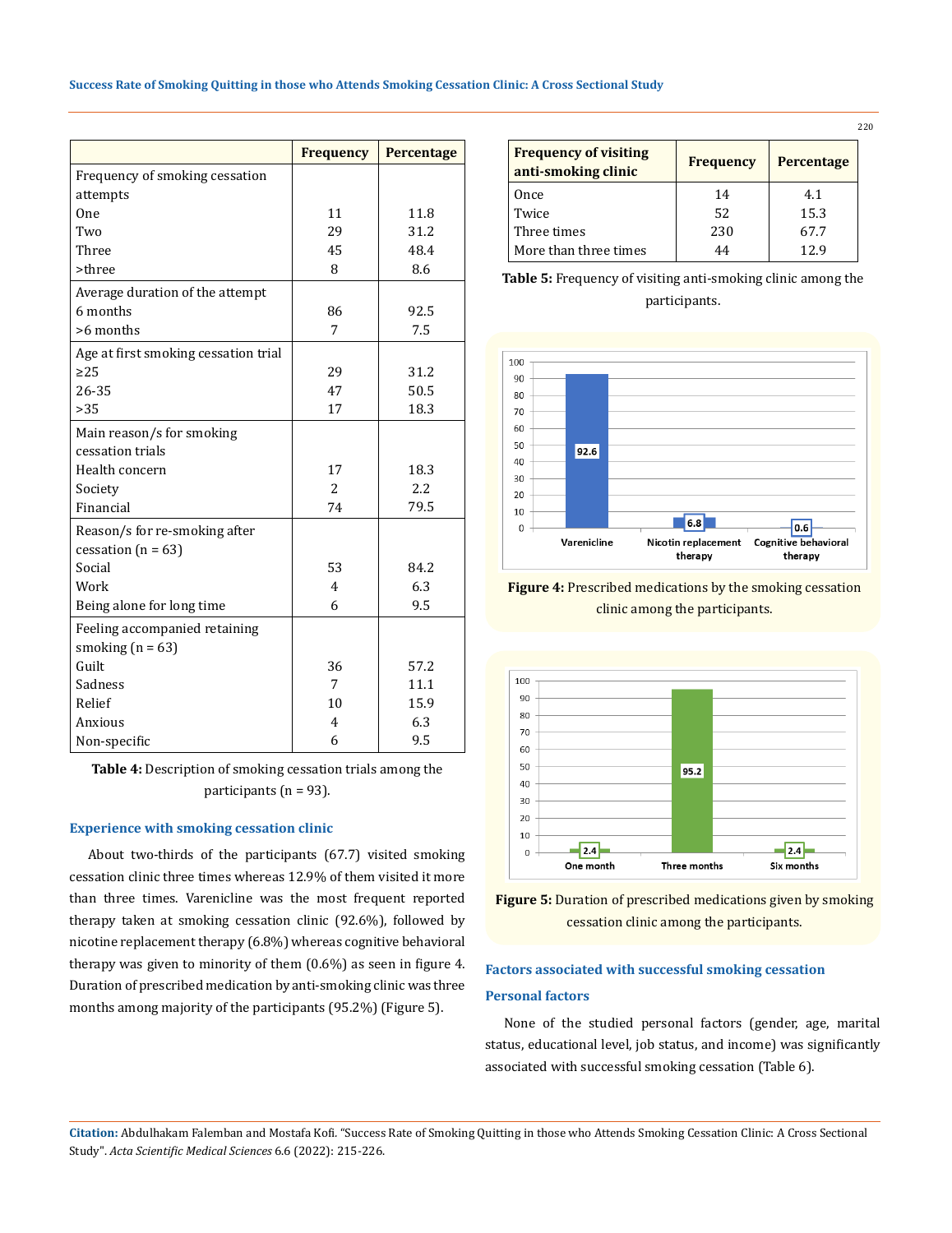| | Frequency | Percentage |
|---|---|---|
| Frequency of smoking cessation attempts | | |
| One | 11 | 11.8 |
| Two | 29 | 31.2 |
| Three | 45 | 48.4 |
| >three | 8 | 8.6 |
| Average duration of the attempt | | |
| 6 months | 86 | 92.5 |
| >6 months | 7 | 7.5 |
| Age at first smoking cessation trial | | |
| ≥25 | 29 | 31.2 |
| 26-35 | 47 | 50.5 |
| >35 | 17 | 18.3 |
| Main reason/s for smoking cessation trials | | |
| Health concern | 17 | 18.3 |
| Society | 2 | 2.2 |
| Financial | 74 | 79.5 |
| Reason/s for re-smoking after cessation (n = 63) | | |
| Social | 53 | 84.2 |
| Work | 4 | 6.3 |
| Being alone for long time | 6 | 9.5 |
| Feeling accompanied retaining smoking (n = 63) | | |
| Guilt | 36 | 57.2 |
| Sadness | 7 | 11.1 |
| Relief | 10 | 15.9 |
| Anxious | 4 | 6.3 |
| Non-specific | 6 | 9.5 |

**Table 4:** Description of smoking cessation trials among the participants (n = 93).

### Experience with smoking cessation clinic

About two-thirds of the participants (67.7) visited smoking cessation clinic three times whereas 12.9% of them visited it more than three times. Varenicline was the most frequent reported therapy taken at smoking cessation clinic (92.6%), followed by nicotine replacement therapy (6.8%) whereas cognitive behavioral therapy was given to minority of them (0.6%) as seen in figure 4. Duration of prescribed medication by anti-smoking clinic was three months among majority of the participants (95.2%) (Figure 5).

| Frequency of visiting anti-smoking clinic | Frequency | Percentage |
|---|---|---|
| Once | 14 | 4.1 |
| Twice | 52 | 15.3 |
| Three times | 230 | 67.7 |
| More than three times | 44 | 12.9 |

**Table 5:** Frequency of visiting anti-smoking clinic among the participants.

**Figure 4:** Prescribed medications by the smoking cessation clinic among the participants.

**Figure 5:** Duration of prescribed medications given by smoking cessation clinic among the participants.

### Factors associated with successful smoking cessation

#### Personal factors

None of the studied personal factors (gender, age, marital status, educational level, job status, and income) was significantly associated with successful smoking cessation (Table 6).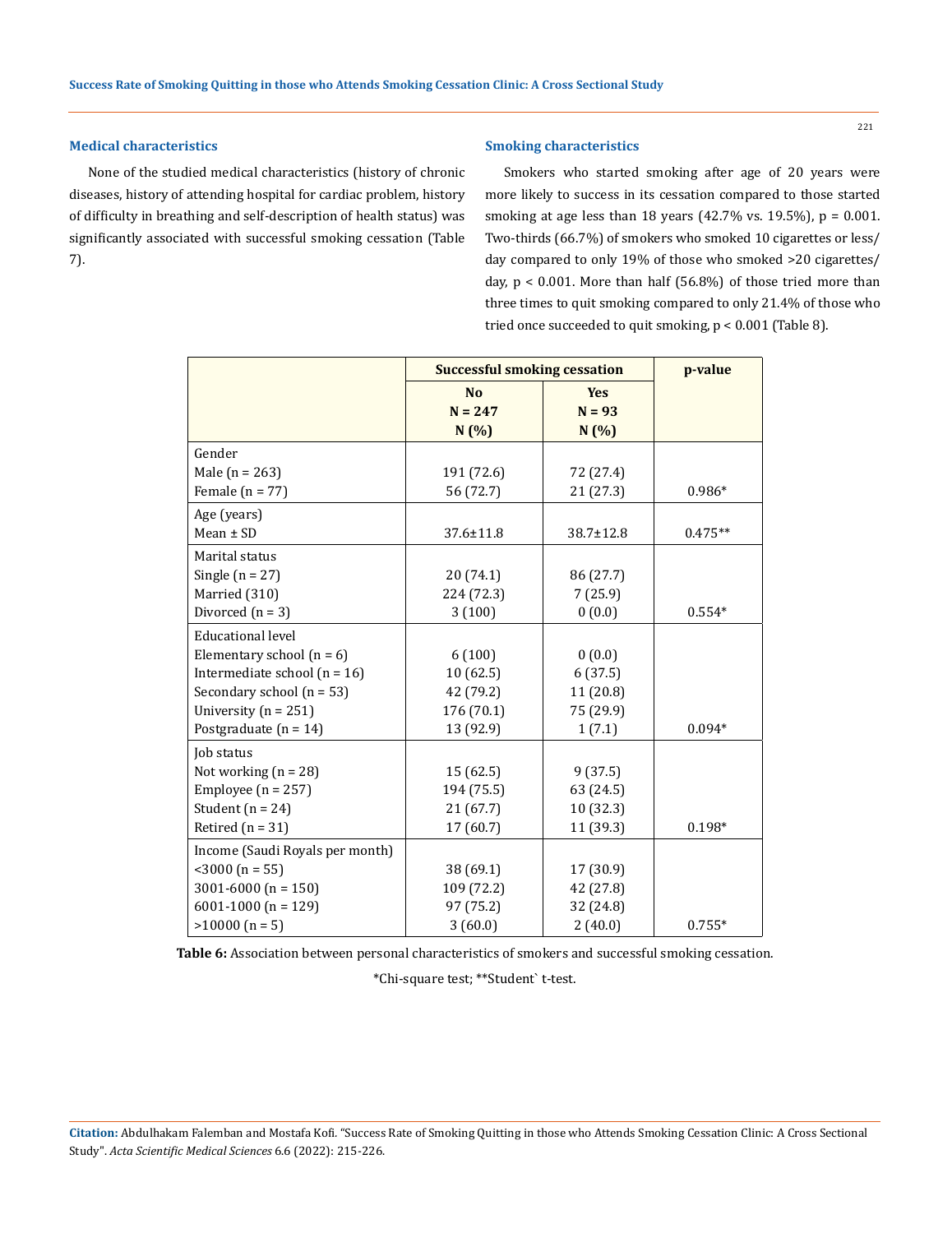### Medical characteristics

None of the studied medical characteristics (history of chronic diseases, history of attending hospital for cardiac problem, history of difficulty in breathing and self-description of health status) was significantly associated with successful smoking cessation (Table 7).

### Smoking characteristics

Smokers who started smoking after age of 20 years were more likely to success in its cessation compared to those started smoking at age less than 18 years (42.7% vs. 19.5%), p = 0.001. Two-thirds (66.7%) of smokers who smoked 10 cigarettes or less/day compared to only 19% of those who smoked >20 cigarettes/day, p < 0.001. More than half (56.8%) of those tried more than three times to quit smoking compared to only 21.4% of those who tried once succeeded to quit smoking, p < 0.001 (Table 8).

| | Successful smoking cessation | | p-value |
|---|---|---|---|
| | No<br>N = 247<br>N (%) | Yes<br>N = 93<br>N (%) | |
| Gender | | | |
| Male (n = 263) | 191 (72.6) | 72 (27.4) | |
| Female (n = 77) | 56 (72.7) | 21 (27.3) | 0.986* |
| Age (years) | | | |
| Mean ± SD | 37.6±11.8 | 38.7±12.8 | 0.475** |
| Marital status | | | |
| Single (n = 27) | 20 (74.1) | 86 (27.7) | |
| Married (310) | 224 (72.3) | 7 (25.9) | |
| Divorced (n = 3) | 3 (100) | 0 (0.0) | 0.554* |
| Educational level | | | |
| Elementary school (n = 6) | 6 (100) | 0 (0.0) | |
| Intermediate school (n = 16) | 10 (62.5) | 6 (37.5) | |
| Secondary school (n = 53) | 42 (79.2) | 11 (20.8) | |
| University (n = 251) | 176 (70.1) | 75 (29.9) | |
| Postgraduate (n = 14) | 13 (92.9) | 1 (7.1) | 0.094* |
| Job status | | | |
| Not working (n = 28) | 15 (62.5) | 9 (37.5) | |
| Employee (n = 257) | 194 (75.5) | 63 (24.5) | |
| Student (n = 24) | 21 (67.7) | 10 (32.3) | |
| Retired (n = 31) | 17 (60.7) | 11 (39.3) | 0.198* |
| Income (Saudi Royals per month) | | | |
| <3000 (n = 55) | 38 (69.1) | 17 (30.9) | |
| 3001-6000 (n = 150) | 109 (72.2) | 42 (27.8) | |
| 6001-1000 (n = 129) | 97 (75.2) | 32 (24.8) | |
| >10000 (n = 5) | 3 (60.0) | 2 (40.0) | 0.755* |

**Table 6:** Association between personal characteristics of smokers and successful smoking cessation.

*Chi-square test; **Student` t-test.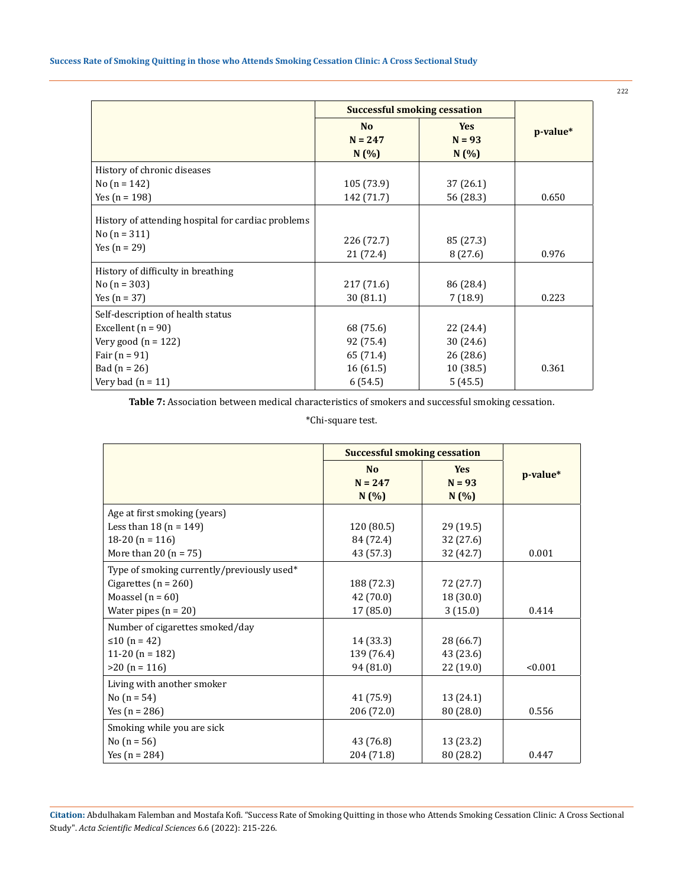| | Successful smoking cessation | | p-value* |
|---|---|---|---|
| | No<br>N = 247<br>N (%) | Yes<br>N = 93<br>N (%) | |
| History of chronic diseases | | | |
| No (n = 142) | 105 (73.9) | 37 (26.1) | |
| Yes (n = 198) | 142 (71.7) | 56 (28.3) | 0.650 |
| History of attending hospital for cardiac problems | | | |
| No (n = 311) | 226 (72.7) | 85 (27.3) | |
| Yes (n = 29) | 21 (72.4) | 8 (27.6) | 0.976 |
| History of difficulty in breathing | | | |
| No (n = 303) | 217 (71.6) | 86 (28.4) | |
| Yes (n = 37) | 30 (81.1) | 7 (18.9) | 0.223 |
| Self-description of health status | | | |
| Excellent (n = 90) | 68 (75.6) | 22 (24.4) | |
| Very good (n = 122) | 92 (75.4) | 30 (24.6) | |
| Fair (n = 91) | 65 (71.4) | 26 (28.6) | |
| Bad (n = 26) | 16 (61.5) | 10 (38.5) | 0.361 |
| Very bad (n = 11) | 6 (54.5) | 5 (45.5) | |

**Table 7:** Association between medical characteristics of smokers and successful smoking cessation.

*Chi-square test.

| | Successful smoking cessation | | p-value* |
|---|---|---|---|
| | No<br>N = 247<br>N (%) | Yes<br>N = 93<br>N (%) | |
| Age at first smoking (years) | | | |
| Less than 18 (n = 149) | 120 (80.5) | 29 (19.5) | |
| 18-20 (n = 116) | 84 (72.4) | 32 (27.6) | |
| More than 20 (n = 75) | 43 (57.3) | 32 (42.7) | 0.001 |
| Type of smoking currently/previously used* | | | |
| Cigarettes (n = 260) | 188 (72.3) | 72 (27.7) | |
| Moassel (n = 60) | 42 (70.0) | 18 (30.0) | |
| Water pipes (n = 20) | 17 (85.0) | 3 (15.0) | 0.414 |
| Number of cigarettes smoked/day | | | |
| ≤10 (n = 42) | 14 (33.3) | 28 (66.7) | |
| 11-20 (n = 182) | 139 (76.4) | 43 (23.6) | |
| >20 (n = 116) | 94 (81.0) | 22 (19.0) | <0.001 |
| Living with another smoker | | | |
| No (n = 54) | 41 (75.9) | 13 (24.1) | |
| Yes (n = 286) | 206 (72.0) | 80 (28.0) | 0.556 |
| Smoking while you are sick | | | |
| No (n = 56) | 43 (76.8) | 13 (23.2) | |
| Yes (n = 284) | 204 (71.8) | 80 (28.2) | 0.447 |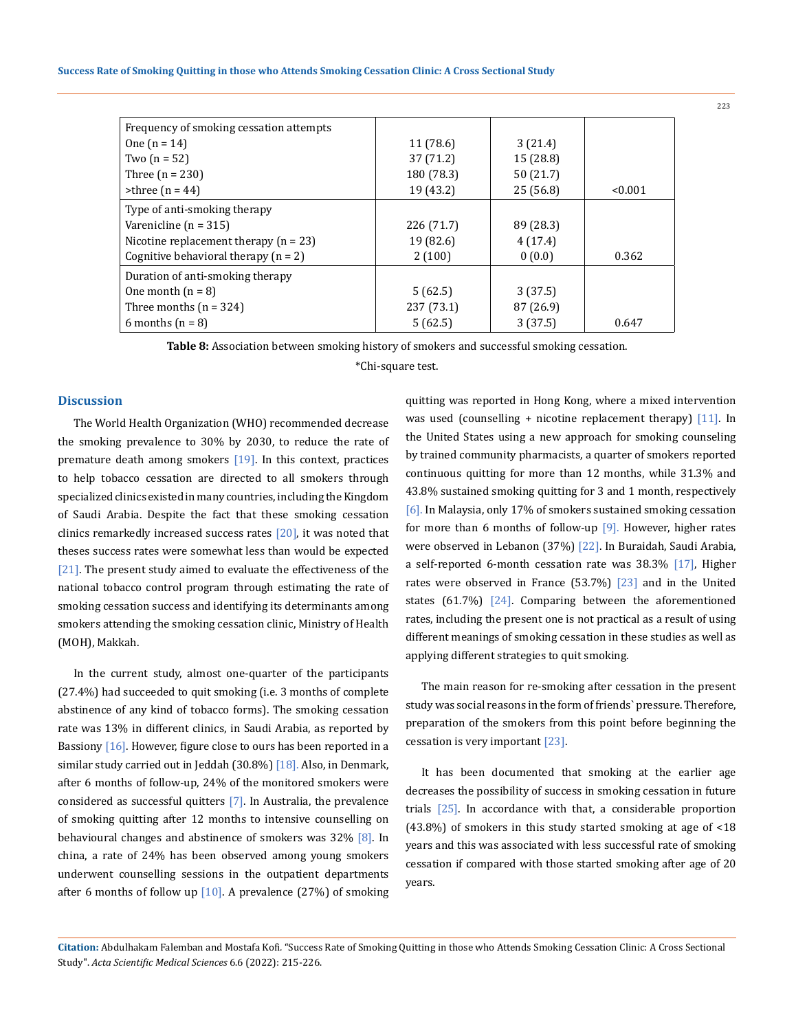| | | | |
|---|---|---|---|
| Frequency of smoking cessation attempts | | | |
| One (n = 14) | 11 (78.6) | 3 (21.4) | |
| Two (n = 52) | 37 (71.2) | 15 (28.8) | |
| Three (n = 230) | 180 (78.3) | 50 (21.7) | |
| >three (n = 44) | 19 (43.2) | 25 (56.8) | <0.001 |
| Type of anti-smoking therapy | | | |
| Varenicline (n = 315) | 226 (71.7) | 89 (28.3) | |
| Nicotine replacement therapy (n = 23) | 19 (82.6) | 4 (17.4) | |
| Cognitive behavioral therapy (n = 2) | 2 (100) | 0 (0.0) | 0.362 |
| Duration of anti-smoking therapy | | | |
| One month (n = 8) | 5 (62.5) | 3 (37.5) | |
| Three months (n = 324) | 237 (73.1) | 87 (26.9) | |
| 6 months (n = 8) | 5 (62.5) | 3 (37.5) | 0.647 |

**Table 8:** Association between smoking history of smokers and successful smoking cessation.

*Chi-square test.

## Discussion

The World Health Organization (WHO) recommended decrease the smoking prevalence to 30% by 2030, to reduce the rate of premature death among smokers [19]. In this context, practices to help tobacco cessation are directed to all smokers through specialized clinics existed in many countries, including the Kingdom of Saudi Arabia. Despite the fact that these smoking cessation clinics remarkedly increased success rates [20], it was noted that theses success rates were somewhat less than would be expected [21]. The present study aimed to evaluate the effectiveness of the national tobacco control program through estimating the rate of smoking cessation success and identifying its determinants among smokers attending the smoking cessation clinic, Ministry of Health (MOH), Makkah.

In the current study, almost one-quarter of the participants (27.4%) had succeeded to quit smoking (i.e. 3 months of complete abstinence of any kind of tobacco forms). The smoking cessation rate was 13% in different clinics, in Saudi Arabia, as reported by Bassiony [16]. However, figure close to ours has been reported in a similar study carried out in Jeddah (30.8%) [18]. Also, in Denmark, after 6 months of follow-up, 24% of the monitored smokers were considered as successful quitters [7]. In Australia, the prevalence of smoking quitting after 12 months to intensive counselling on behavioural changes and abstinence of smokers was 32% [8]. In china, a rate of 24% has been observed among young smokers underwent counselling sessions in the outpatient departments after 6 months of follow up [10]. A prevalence (27%) of smoking quitting was reported in Hong Kong, where a mixed intervention was used (counselling + nicotine replacement therapy) [11]. In the United States using a new approach for smoking counseling by trained community pharmacists, a quarter of smokers reported continuous quitting for more than 12 months, while 31.3% and 43.8% sustained smoking quitting for 3 and 1 month, respectively [6]. In Malaysia, only 17% of smokers sustained smoking cessation for more than 6 months of follow-up [9]. However, higher rates were observed in Lebanon (37%) [22]. In Buraidah, Saudi Arabia, a self-reported 6-month cessation rate was 38.3% [17], Higher rates were observed in France (53.7%) [23] and in the United states (61.7%) [24]. Comparing between the aforementioned rates, including the present one is not practical as a result of using different meanings of smoking cessation in these studies as well as applying different strategies to quit smoking.

The main reason for re-smoking after cessation in the present study was social reasons in the form of friends` pressure. Therefore, preparation of the smokers from this point before beginning the cessation is very important [23].

It has been documented that smoking at the earlier age decreases the possibility of success in smoking cessation in future trials [25]. In accordance with that, a considerable proportion (43.8%) of smokers in this study started smoking at age of <18 years and this was associated with less successful rate of smoking cessation if compared with those started smoking after age of 20 years.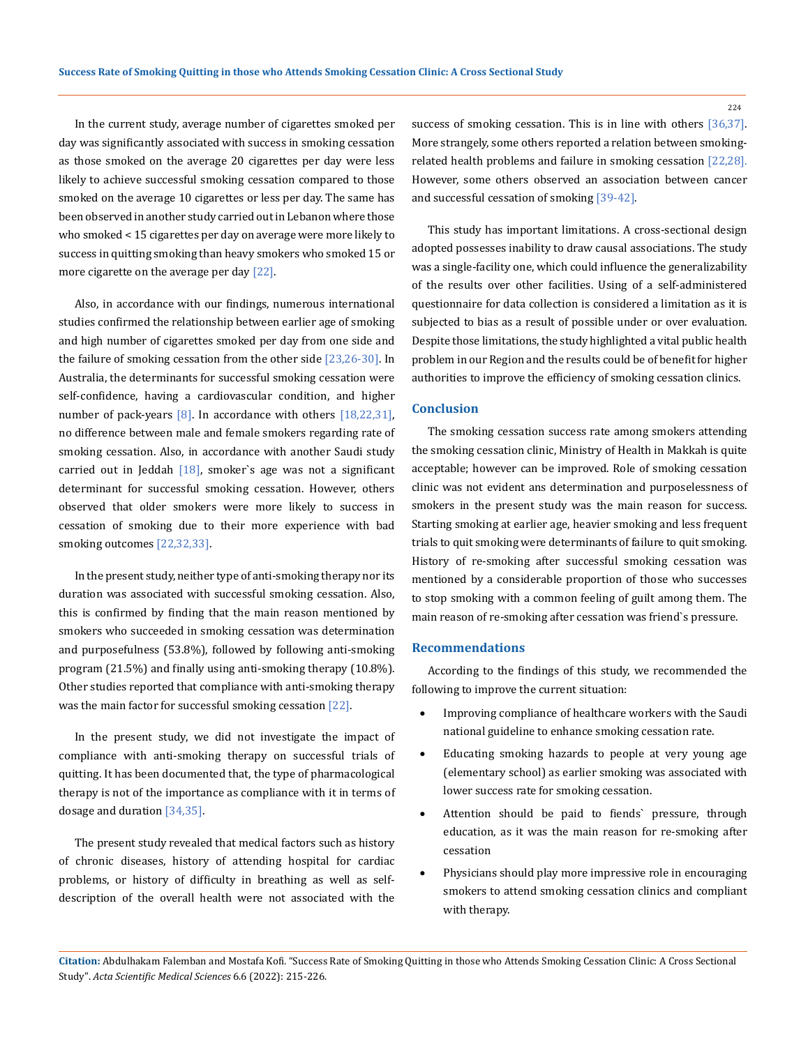In the current study, average number of cigarettes smoked per day was significantly associated with success in smoking cessation as those smoked on the average 20 cigarettes per day were less likely to achieve successful smoking cessation compared to those smoked on the average 10 cigarettes or less per day. The same has been observed in another study carried out in Lebanon where those who smoked < 15 cigarettes per day on average were more likely to success in quitting smoking than heavy smokers who smoked 15 or more cigarette on the average per day [22].

Also, in accordance with our findings, numerous international studies confirmed the relationship between earlier age of smoking and high number of cigarettes smoked per day from one side and the failure of smoking cessation from the other side [23,26-30]. In Australia, the determinants for successful smoking cessation were self-confidence, having a cardiovascular condition, and higher number of pack-years [8]. In accordance with others [18,22,31], no difference between male and female smokers regarding rate of smoking cessation. Also, in accordance with another Saudi study carried out in Jeddah [18], smoker`s age was not a significant determinant for successful smoking cessation. However, others observed that older smokers were more likely to success in cessation of smoking due to their more experience with bad smoking outcomes [22,32,33].

In the present study, neither type of anti-smoking therapy nor its duration was associated with successful smoking cessation. Also, this is confirmed by finding that the main reason mentioned by smokers who succeeded in smoking cessation was determination and purposefulness (53.8%), followed by following anti-smoking program (21.5%) and finally using anti-smoking therapy (10.8%). Other studies reported that compliance with anti-smoking therapy was the main factor for successful smoking cessation [22].

In the present study, we did not investigate the impact of compliance with anti-smoking therapy on successful trials of quitting. It has been documented that, the type of pharmacological therapy is not of the importance as compliance with it in terms of dosage and duration [34,35].

The present study revealed that medical factors such as history of chronic diseases, history of attending hospital for cardiac problems, or history of difficulty in breathing as well as self-description of the overall health were not associated with the success of smoking cessation. This is in line with others [36,37]. More strangely, some others reported a relation between smoking-related health problems and failure in smoking cessation [22,28]. However, some others observed an association between cancer and successful cessation of smoking [39-42].

This study has important limitations. A cross-sectional design adopted possesses inability to draw causal associations. The study was a single-facility one, which could influence the generalizability of the results over other facilities. Using of a self-administered questionnaire for data collection is considered a limitation as it is subjected to bias as a result of possible under or over evaluation. Despite those limitations, the study highlighted a vital public health problem in our Region and the results could be of benefit for higher authorities to improve the efficiency of smoking cessation clinics.

## Conclusion

The smoking cessation success rate among smokers attending the smoking cessation clinic, Ministry of Health in Makkah is quite acceptable; however can be improved. Role of smoking cessation clinic was not evident ans determination and purposelessness of smokers in the present study was the main reason for success. Starting smoking at earlier age, heavier smoking and less frequent trials to quit smoking were determinants of failure to quit smoking. History of re-smoking after successful smoking cessation was mentioned by a considerable proportion of those who successes to stop smoking with a common feeling of guilt among them. The main reason of re-smoking after cessation was friend`s pressure.

## Recommendations

According to the findings of this study, we recommended the following to improve the current situation:

- Improving compliance of healthcare workers with the Saudi national guideline to enhance smoking cessation rate.
- Educating smoking hazards to people at very young age (elementary school) as earlier smoking was associated with lower success rate for smoking cessation.
- Attention should be paid to fiends` pressure, through education, as it was the main reason for re-smoking after cessation
- Physicians should play more impressive role in encouraging smokers to attend smoking cessation clinics and compliant with therapy.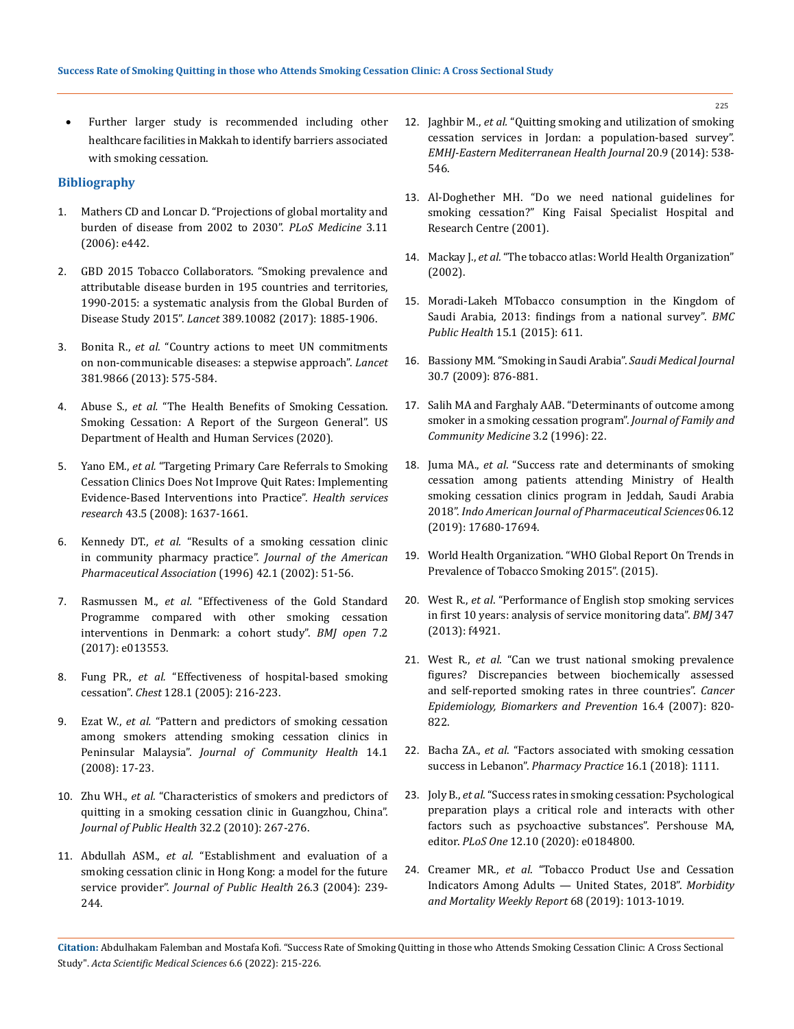- Further larger study is recommended including other healthcare facilities in Makkah to identify barriers associated with smoking cessation.

## Bibliography

1. Mathers CD and Loncar D. "Projections of global mortality and burden of disease from 2002 to 2030". *PLoS Medicine* 3.11 (2006): e442.
2. GBD 2015 Tobacco Collaborators. "Smoking prevalence and attributable disease burden in 195 countries and territories, 1990-2015: a systematic analysis from the Global Burden of Disease Study 2015". *Lancet* 389.10082 (2017): 1885-1906.
3. Bonita R., *et al.* "Country actions to meet UN commitments on non-communicable diseases: a stepwise approach". *Lancet* 381.9866 (2013): 575-584.
4. Abuse S., *et al.* "The Health Benefits of Smoking Cessation. Smoking Cessation: A Report of the Surgeon General". US Department of Health and Human Services (2020).
5. Yano EM., *et al.* "Targeting Primary Care Referrals to Smoking Cessation Clinics Does Not Improve Quit Rates: Implementing Evidence-Based Interventions into Practice". *Health services research* 43.5 (2008): 1637-1661.
6. Kennedy DT., *et al.* "Results of a smoking cessation clinic in community pharmacy practice". *Journal of the American Pharmaceutical Association* (1996) 42.1 (2002): 51-56.
7. Rasmussen M., *et al.* "Effectiveness of the Gold Standard Programme compared with other smoking cessation interventions in Denmark: a cohort study". *BMJ open* 7.2 (2017): e013553.
8. Fung PR., *et al.* "Effectiveness of hospital-based smoking cessation". *Chest* 128.1 (2005): 216-223.
9. Ezat W., *et al.* "Pattern and predictors of smoking cessation among smokers attending smoking cessation clinics in Peninsular Malaysia". *Journal of Community Health* 14.1 (2008): 17-23.
10. Zhu WH., *et al.* "Characteristics of smokers and predictors of quitting in a smoking cessation clinic in Guangzhou, China". *Journal of Public Health* 32.2 (2010): 267-276.
11. Abdullah ASM., *et al.* "Establishment and evaluation of a smoking cessation clinic in Hong Kong: a model for the future service provider". *Journal of Public Health* 26.3 (2004): 239-244.
12. Jaghbir M., *et al.* "Quitting smoking and utilization of smoking cessation services in Jordan: a population-based survey". *EMHJ-Eastern Mediterranean Health Journal* 20.9 (2014): 538-546.
13. Al-Doghether MH. "Do we need national guidelines for smoking cessation?" King Faisal Specialist Hospital and Research Centre (2001).
14. Mackay J., *et al.* "The tobacco atlas: World Health Organization" (2002).
15. Moradi-Lakeh MTobacco consumption in the Kingdom of Saudi Arabia, 2013: findings from a national survey". *BMC Public Health* 15.1 (2015): 611.
16. Bassiony MM. "Smoking in Saudi Arabia". *Saudi Medical Journal* 30.7 (2009): 876-881.
17. Salih MA and Farghaly AAB. "Determinants of outcome among smoker in a smoking cessation program". *Journal of Family and Community Medicine* 3.2 (1996): 22.
18. Juma MA., *et al*. "Success rate and determinants of smoking cessation among patients attending Ministry of Health smoking cessation clinics program in Jeddah, Saudi Arabia 2018". *Indo American Journal of Pharmaceutical Sciences* 06.12 (2019): 17680-17694.
19. World Health Organization. "WHO Global Report On Trends in Prevalence of Tobacco Smoking 2015". (2015).
20. West R., *et al*. "Performance of English stop smoking services in first 10 years: analysis of service monitoring data". *BMJ* 347 (2013): f4921.
21. West R., *et al.* "Can we trust national smoking prevalence figures? Discrepancies between biochemically assessed and self-reported smoking rates in three countries". *Cancer Epidemiology, Biomarkers and Prevention* 16.4 (2007): 820-822.
22. Bacha ZA., *et al.* "Factors associated with smoking cessation success in Lebanon". *Pharmacy Practice* 16.1 (2018): 1111.
23. Joly B., *et al*. "Success rates in smoking cessation: Psychological preparation plays a critical role and interacts with other factors such as psychoactive substances". Pershouse MA, editor. *PLoS One* 12.10 (2020): e0184800.
24. Creamer MR., *et al*. "Tobacco Product Use and Cessation Indicators Among Adults — United States, 2018". *Morbidity and Mortality Weekly Report* 68 (2019): 1013-1019.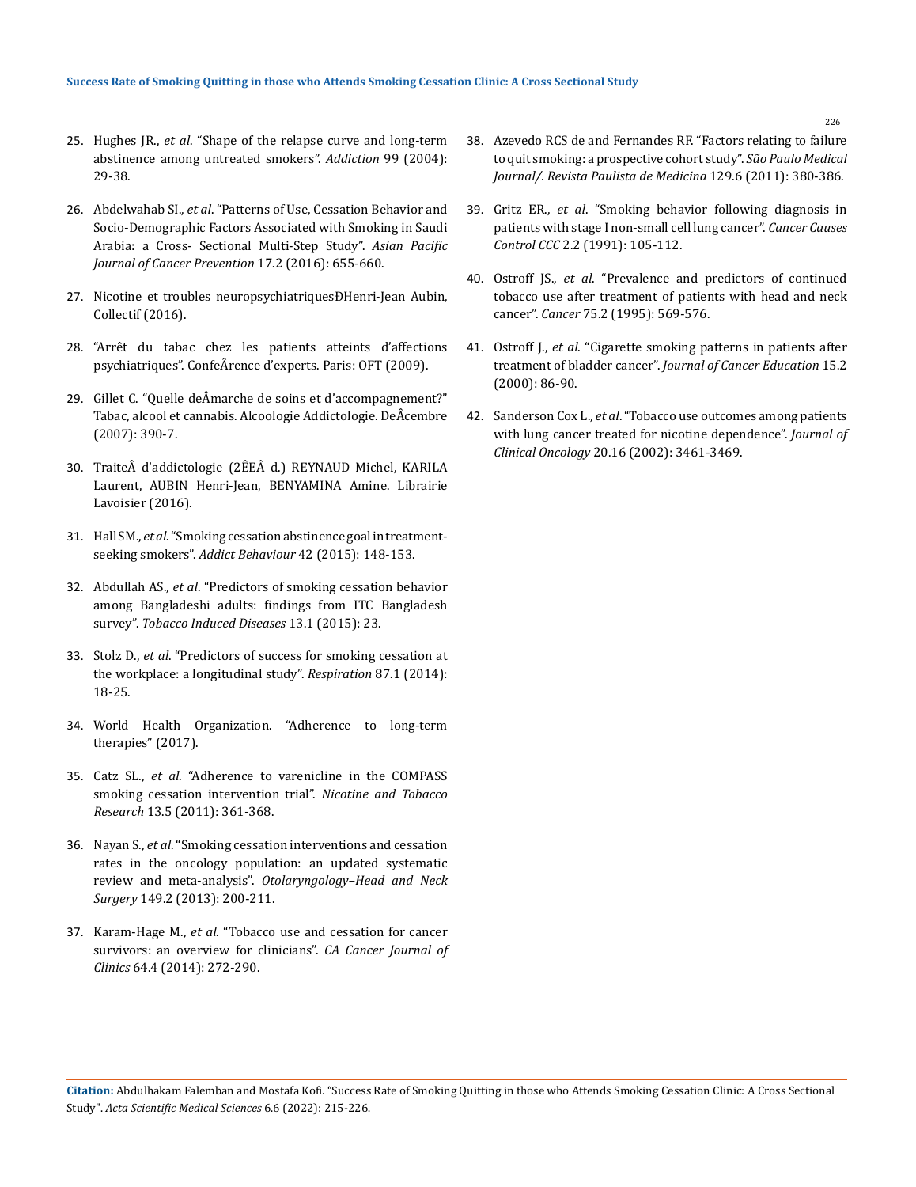25. Hughes JR., *et al*. "Shape of the relapse curve and long-term abstinence among untreated smokers". *Addiction* 99 (2004): 29-38.

26. Abdelwahab SI., *et al*. "Patterns of Use, Cessation Behavior and Socio-Demographic Factors Associated with Smoking in Saudi Arabia: a Cross- Sectional Multi-Step Study". *Asian Pacific Journal of Cancer Prevention* 17.2 (2016): 655-660.

27. Nicotine et troubles neuropsychiatriquesÐHenri-Jean Aubin, Collectif (2016).

28. "Arrêt du tabac chez les patients atteints d'affections psychiatriques". ConfeÂrence d'experts. Paris: OFT (2009).

29. Gillet C. "Quelle deÂmarche de soins et d'accompagnement?" Tabac, alcool et cannabis. Alcoologie Addictologie. DeÂcembre (2007): 390-7.

30. TraiteÂ d'addictologie (2ÊEÂ d.) REYNAUD Michel, KARILA Laurent, AUBIN Henri-Jean, BENYAMINA Amine. Librairie Lavoisier (2016).

31. Hall SM., *et al*. "Smoking cessation abstinence goal in treatment-seeking smokers". *Addict Behaviour* 42 (2015): 148-153.

32. Abdullah AS., *et al*. "Predictors of smoking cessation behavior among Bangladeshi adults: findings from ITC Bangladesh survey". *Tobacco Induced Diseases* 13.1 (2015): 23.

33. Stolz D., *et al*. "Predictors of success for smoking cessation at the workplace: a longitudinal study". *Respiration* 87.1 (2014): 18-25.

34. World Health Organization. "Adherence to long-term therapies" (2017).

35. Catz SL., *et al*. "Adherence to varenicline in the COMPASS smoking cessation intervention trial". *Nicotine and Tobacco Research* 13.5 (2011): 361-368.

36. Nayan S., *et al*. "Smoking cessation interventions and cessation rates in the oncology population: an updated systematic review and meta-analysis". *Otolaryngology–Head and Neck Surgery* 149.2 (2013): 200-211.

37. Karam-Hage M., *et al*. "Tobacco use and cessation for cancer survivors: an overview for clinicians". *CA Cancer Journal of Clinics* 64.4 (2014): 272-290.

38. Azevedo RCS de and Fernandes RF. "Factors relating to failure to quit smoking: a prospective cohort study". *São Paulo Medical Journal/. Revista Paulista de Medicina* 129.6 (2011): 380-386.

39. Gritz ER., *et al*. "Smoking behavior following diagnosis in patients with stage I non-small cell lung cancer". *Cancer Causes Control CCC* 2.2 (1991): 105-112.

40. Ostroff JS., *et al*. "Prevalence and predictors of continued tobacco use after treatment of patients with head and neck cancer". *Cancer* 75.2 (1995): 569-576.

41. Ostroff J., *et al*. "Cigarette smoking patterns in patients after treatment of bladder cancer". *Journal of Cancer Education* 15.2 (2000): 86-90.

42. Sanderson Cox L., *et al*. "Tobacco use outcomes among patients with lung cancer treated for nicotine dependence". *Journal of Clinical Oncology* 20.16 (2002): 3461-3469.